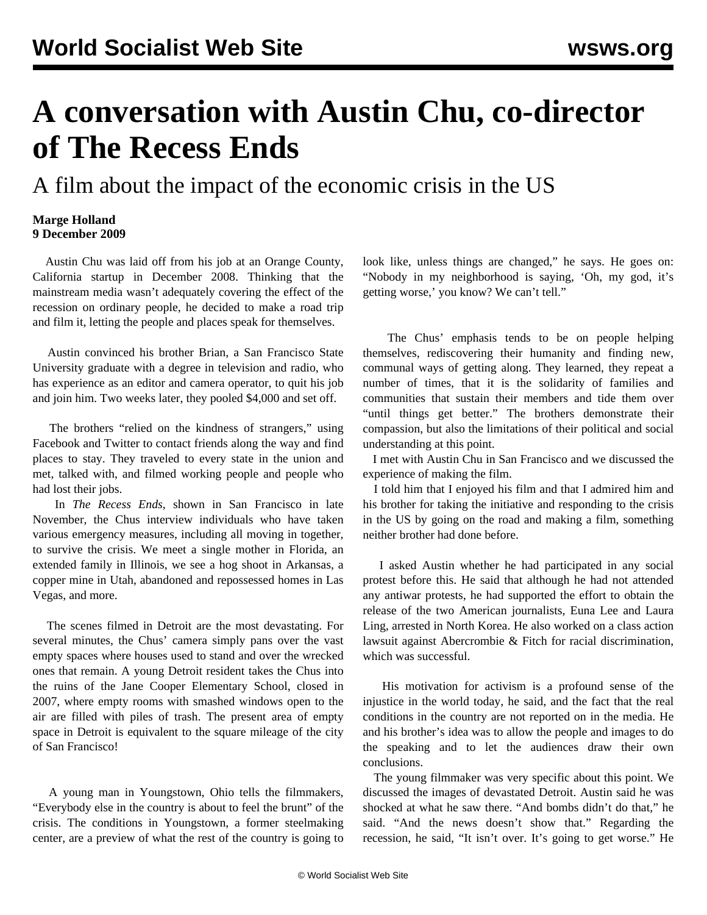# A conversation with Austin Chu, co-director of The Recess Ends

## A film about the impact of the economic crisis in the US

**Marge Holland**
**9 December 2009**

Austin Chu was laid off from his job at an Orange County, California startup in December 2008. Thinking that the mainstream media wasn't adequately covering the effect of the recession on ordinary people, he decided to make a road trip and film it, letting the people and places speak for themselves.

Austin convinced his brother Brian, a San Francisco State University graduate with a degree in television and radio, who has experience as an editor and camera operator, to quit his job and join him. Two weeks later, they pooled $4,000 and set off.

The brothers "relied on the kindness of strangers," using Facebook and Twitter to contact friends along the way and find places to stay. They traveled to every state in the union and met, talked with, and filmed working people and people who had lost their jobs.

In *The Recess Ends*, shown in San Francisco in late November, the Chus interview individuals who have taken various emergency measures, including all moving in together, to survive the crisis. We meet a single mother in Florida, an extended family in Illinois, we see a hog shoot in Arkansas, a copper mine in Utah, abandoned and repossessed homes in Las Vegas, and more.

The scenes filmed in Detroit are the most devastating. For several minutes, the Chus' camera simply pans over the vast empty spaces where houses used to stand and over the wrecked ones that remain. A young Detroit resident takes the Chus into the ruins of the Jane Cooper Elementary School, closed in 2007, where empty rooms with smashed windows open to the air are filled with piles of trash. The present area of empty space in Detroit is equivalent to the square mileage of the city of San Francisco!

A young man in Youngstown, Ohio tells the filmmakers, "Everybody else in the country is about to feel the brunt" of the crisis. The conditions in Youngstown, a former steelmaking center, are a preview of what the rest of the country is going to look like, unless things are changed," he says. He goes on: "Nobody in my neighborhood is saying, 'Oh, my god, it's getting worse,' you know? We can't tell."

The Chus' emphasis tends to be on people helping themselves, rediscovering their humanity and finding new, communal ways of getting along. They learned, they repeat a number of times, that it is the solidarity of families and communities that sustain their members and tide them over "until things get better." The brothers demonstrate their compassion, but also the limitations of their political and social understanding at this point.

I met with Austin Chu in San Francisco and we discussed the experience of making the film.

I told him that I enjoyed his film and that I admired him and his brother for taking the initiative and responding to the crisis in the US by going on the road and making a film, something neither brother had done before.

I asked Austin whether he had participated in any social protest before this. He said that although he had not attended any antiwar protests, he had supported the effort to obtain the release of the two American journalists, Euna Lee and Laura Ling, arrested in North Korea. He also worked on a class action lawsuit against Abercrombie & Fitch for racial discrimination, which was successful.

His motivation for activism is a profound sense of the injustice in the world today, he said, and the fact that the real conditions in the country are not reported on in the media. He and his brother's idea was to allow the people and images to do the speaking and to let the audiences draw their own conclusions.

The young filmmaker was very specific about this point. We discussed the images of devastated Detroit. Austin said he was shocked at what he saw there. "And bombs didn't do that," he said. "And the news doesn't show that." Regarding the recession, he said, "It isn't over. It's going to get worse." He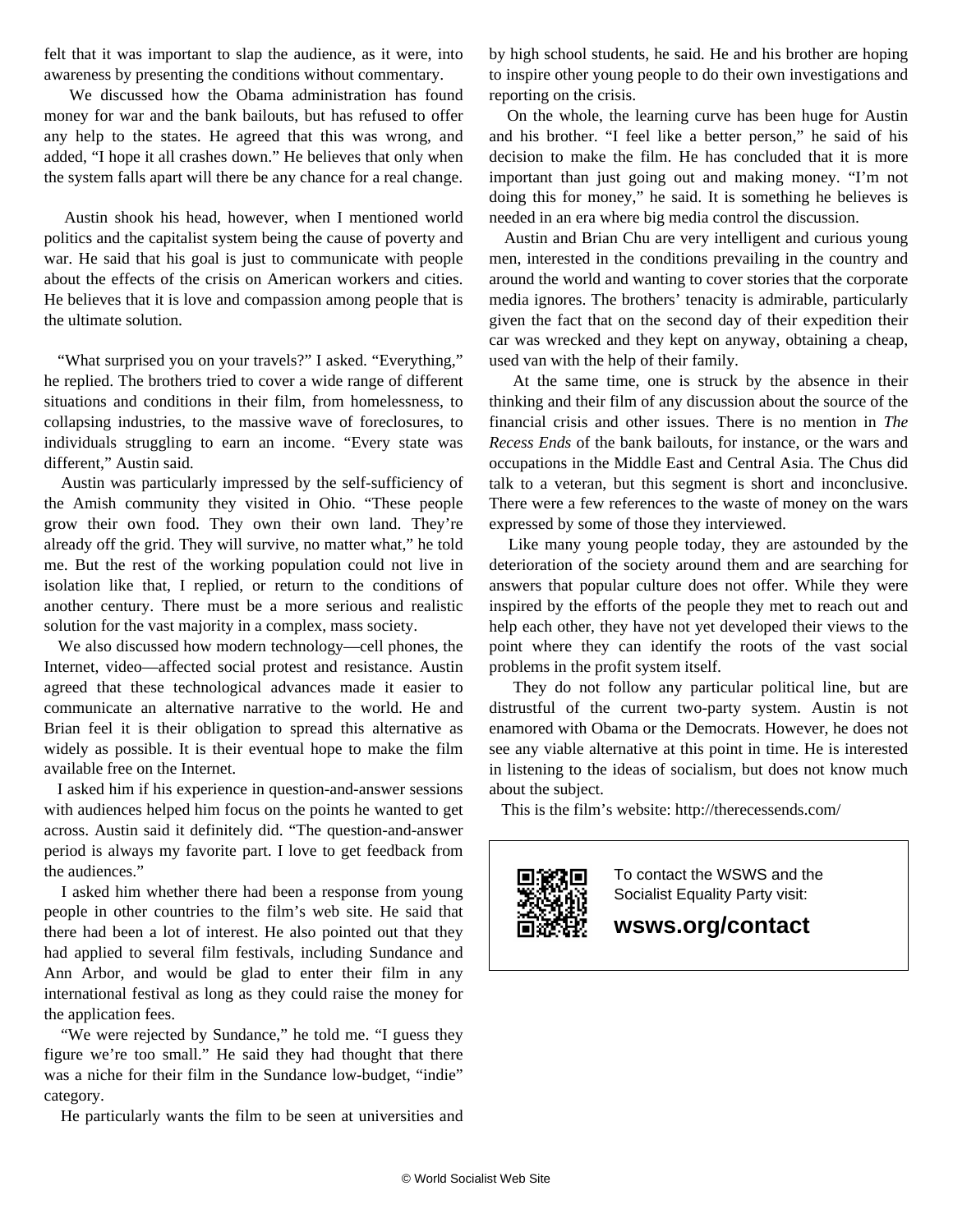felt that it was important to slap the audience, as it were, into awareness by presenting the conditions without commentary.

We discussed how the Obama administration has found money for war and the bank bailouts, but has refused to offer any help to the states. He agreed that this was wrong, and added, "I hope it all crashes down." He believes that only when the system falls apart will there be any chance for a real change.

Austin shook his head, however, when I mentioned world politics and the capitalist system being the cause of poverty and war. He said that his goal is just to communicate with people about the effects of the crisis on American workers and cities. He believes that it is love and compassion among people that is the ultimate solution.

"What surprised you on your travels?" I asked. "Everything," he replied. The brothers tried to cover a wide range of different situations and conditions in their film, from homelessness, to collapsing industries, to the massive wave of foreclosures, to individuals struggling to earn an income. "Every state was different," Austin said.

Austin was particularly impressed by the self-sufficiency of the Amish community they visited in Ohio. "These people grow their own food. They own their own land. They're already off the grid. They will survive, no matter what," he told me. But the rest of the working population could not live in isolation like that, I replied, or return to the conditions of another century. There must be a more serious and realistic solution for the vast majority in a complex, mass society.

We also discussed how modern technology—cell phones, the Internet, video—affected social protest and resistance. Austin agreed that these technological advances made it easier to communicate an alternative narrative to the world. He and Brian feel it is their obligation to spread this alternative as widely as possible. It is their eventual hope to make the film available free on the Internet.

I asked him if his experience in question-and-answer sessions with audiences helped him focus on the points he wanted to get across. Austin said it definitely did. "The question-and-answer period is always my favorite part. I love to get feedback from the audiences."

I asked him whether there had been a response from young people in other countries to the film's web site. He said that there had been a lot of interest. He also pointed out that they had applied to several film festivals, including Sundance and Ann Arbor, and would be glad to enter their film in any international festival as long as they could raise the money for the application fees.

"We were rejected by Sundance," he told me. "I guess they figure we're too small." He said they had thought that there was a niche for their film in the Sundance low-budget, "indie" category.

He particularly wants the film to be seen at universities and by high school students, he said. He and his brother are hoping to inspire other young people to do their own investigations and reporting on the crisis.

On the whole, the learning curve has been huge for Austin and his brother. "I feel like a better person," he said of his decision to make the film. He has concluded that it is more important than just going out and making money. "I'm not doing this for money," he said. It is something he believes is needed in an era where big media control the discussion.

Austin and Brian Chu are very intelligent and curious young men, interested in the conditions prevailing in the country and around the world and wanting to cover stories that the corporate media ignores. The brothers' tenacity is admirable, particularly given the fact that on the second day of their expedition their car was wrecked and they kept on anyway, obtaining a cheap, used van with the help of their family.

At the same time, one is struck by the absence in their thinking and their film of any discussion about the source of the financial crisis and other issues. There is no mention in *The Recess Ends* of the bank bailouts, for instance, or the wars and occupations in the Middle East and Central Asia. The Chus did talk to a veteran, but this segment is short and inconclusive. There were a few references to the waste of money on the wars expressed by some of those they interviewed.

Like many young people today, they are astounded by the deterioration of the society around them and are searching for answers that popular culture does not offer. While they were inspired by the efforts of the people they met to reach out and help each other, they have not yet developed their views to the point where they can identify the roots of the vast social problems in the profit system itself.

They do not follow any particular political line, but are distrustful of the current two-party system. Austin is not enamored with Obama or the Democrats. However, he does not see any viable alternative at this point in time. He is interested in listening to the ideas of socialism, but does not know much about the subject.

This is the film's website: http://therecessends.com/

To contact the WSWS and the Socialist Equality Party visit:

**wsws.org/contact**